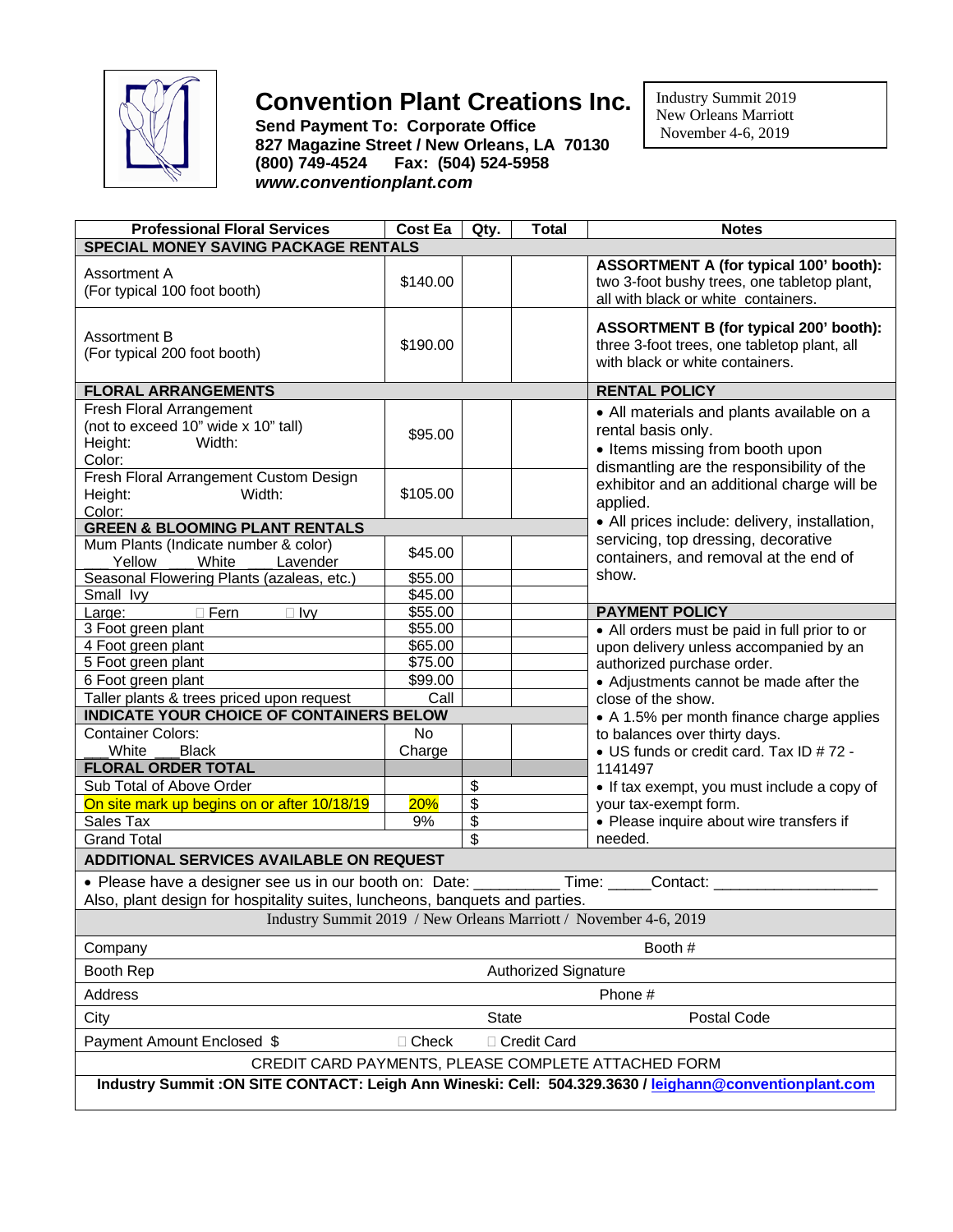# Convention Plant Creations Inc.

**Send Payment To: Corporate Office**
**827 Magazine Street / New Orleans, LA 70130**
**(800) 749-4524 Fax: (504) 524-5958**
***www.conventionplant.com***

Industry Summit 2019
New Orleans Marriott
November 4-6, 2019

| Professional Floral Services | Cost Ea | Qty. | Total | Notes |
|---|---|---|---|---|
| **SPECIAL MONEY SAVING PACKAGE RENTALS** | | | | |
| Assortment A (For typical 100 foot booth) | $140.00 | | | **ASSORTMENT A (for typical 100' booth):** two 3-foot bushy trees, one tabletop plant, all with black or white containers. |
| Assortment B (For typical 200 foot booth) | $190.00 | | | **ASSORTMENT B (for typical 200' booth):** three 3-foot trees, one tabletop plant, all with black or white containers. |
| **FLORAL ARRANGEMENTS** | | | | **RENTAL POLICY** |
| Fresh Floral Arrangement (not to exceed 10" wide x 10" tall) Height: Width: Color: | $95.00 | | | • All materials and plants available on a rental basis only. • Items missing from booth upon dismantling are the responsibility of the exhibitor and an additional charge will be applied. • All prices include: delivery, installation, servicing, top dressing, decorative containers, and removal at the end of show. |
| Fresh Floral Arrangement Custom Design Height: Width: Color: | $105.00 | | | |
| **GREEN & BLOOMING PLANT RENTALS** | | | | |
| Mum Plants (Indicate number & color) ___ Yellow ___ White ___ Lavender | $45.00 | | | |
| Seasonal Flowering Plants (azaleas, etc.) | $55.00 | | | |
| Small Ivy | $45.00 | | | |
| Large: ☐ Fern ☐ Ivy | $55.00 | | | **PAYMENT POLICY** |
| 3 Foot green plant | $55.00 | | | • All orders must be paid in full prior to or upon delivery unless accompanied by an authorized purchase order. • Adjustments cannot be made after the close of the show. • A 1.5% per month finance charge applies to balances over thirty days. • US funds or credit card. Tax ID # 72 - 1141497 • If tax exempt, you must include a copy of your tax-exempt form. • Please inquire about wire transfers if needed. |
| 4 Foot green plant | $65.00 | | | |
| 5 Foot green plant | $75.00 | | | |
| 6 Foot green plant | $99.00 | | | |
| Taller plants & trees priced upon request | Call | | | |
| **INDICATE YOUR CHOICE OF CONTAINERS BELOW** | | | | |
| Container Colors: ___ White ___ Black | No Charge | | | |
| **FLORAL ORDER TOTAL** | | | | |
| Sub Total of Above Order | | $ | | |
| On site mark up begins on or after 10/18/19 | 20% | $ | | |
| Sales Tax | 9% | $ | | |
| Grand Total | | $ | | |

**ADDITIONAL SERVICES AVAILABLE ON REQUEST**

• Please have a designer see us in our booth on: Date: __________ Time: _____Contact: ___________________
Also, plant design for hospitality suites, luncheons, banquets and parties.

Industry Summit 2019 / New Orleans Marriott / November 4-6, 2019

| | | |
|---|---|---|
| Company | | Booth # |
| Booth Rep | Authorized Signature | |
| Address | | Phone # |
| City | State | Postal Code |
| Payment Amount Enclosed $ | ☐ Check | ☐ Credit Card |

CREDIT CARD PAYMENTS, PLEASE COMPLETE ATTACHED FORM

**Industry Summit :ON SITE CONTACT: Leigh Ann Wineski: Cell: 504.329.3630 / leighann@conventionplant.com**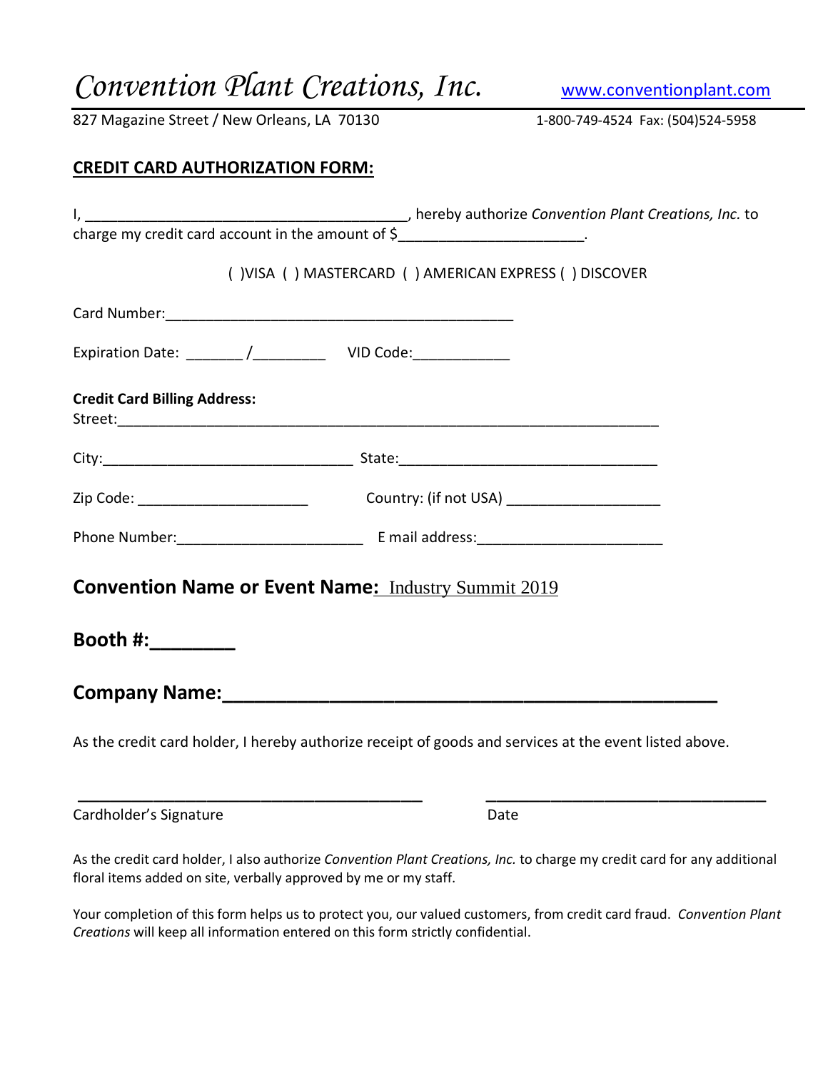# *Convention Plant Creations, Inc.*

www.conventionplant.com

827 Magazine Street / New Orleans, LA 70130

1-800-749-4524 Fax: (504)524-5958

## CREDIT CARD AUTHORIZATION FORM:

I, ________________________________________, hereby authorize *Convention Plant Creations, Inc.* to charge my credit card account in the amount of $______________________.

( )VISA ( ) MASTERCARD ( ) AMERICAN EXPRESS ( ) DISCOVER

Card Number:____________________________________________

Expiration Date: _______ /_________ VID Code:___________

**Credit Card Billing Address:**

Street:__________________________________________________________________

City:______________________________ State:_______________________________

Zip Code: _____________________ Country: (if not USA) __________________

Phone Number:_______________________ E mail address:______________________

### Convention Name or Event Name: Industry Summit 2019

### Booth #:________

### Company Name:_______________________________________________

As the credit card holder, I hereby authorize receipt of goods and services at the event listed above.

_________________________________________ _________________________________

Cardholder's Signature Date

As the credit card holder, I also authorize *Convention Plant Creations, Inc.* to charge my credit card for any additional floral items added on site, verbally approved by me or my staff.

Your completion of this form helps us to protect you, our valued customers, from credit card fraud. *Convention Plant Creations* will keep all information entered on this form strictly confidential.